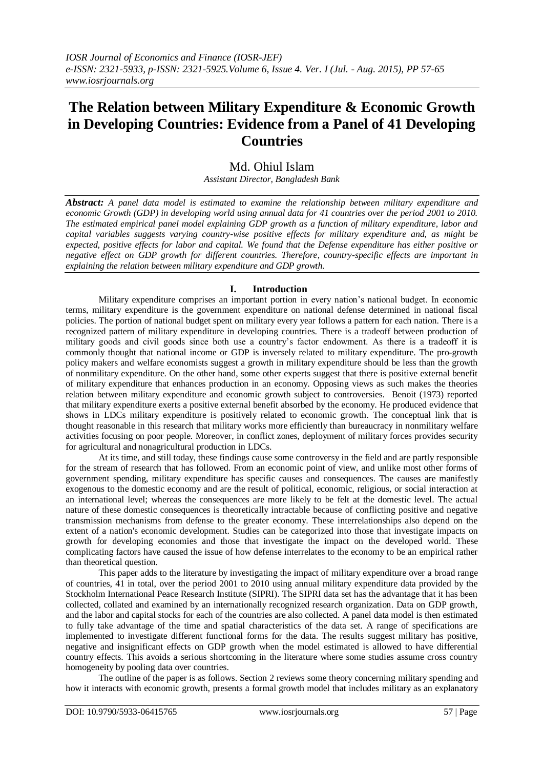# The Relation between Military Expenditure & Economic Growth in Developing Countries: Evidence from a Panel of 41 Developing Countries

Md. Ohiul Islam

*Assistant Director, Bangladesh Bank*

***Abstract:*** *A panel data model is estimated to examine the relationship between military expenditure and economic Growth (GDP) in developing world using annual data for 41 countries over the period 2001 to 2010. The estimated empirical panel model explaining GDP growth as a function of military expenditure, labor and capital variables suggests varying country-wise positive effects for military expenditure and, as might be expected, positive effects for labor and capital. We found that the Defense expenditure has either positive or negative effect on GDP growth for different countries. Therefore, country-specific effects are important in explaining the relation between military expenditure and GDP growth.*

## I. Introduction

Military expenditure comprises an important portion in every nation's national budget. In economic terms, military expenditure is the government expenditure on national defense determined in national fiscal policies. The portion of national budget spent on military every year follows a pattern for each nation. There is a recognized pattern of military expenditure in developing countries. There is a tradeoff between production of military goods and civil goods since both use a country's factor endowment. As there is a tradeoff it is commonly thought that national income or GDP is inversely related to military expenditure. The pro-growth policy makers and welfare economists suggest a growth in military expenditure should be less than the growth of nonmilitary expenditure. On the other hand, some other experts suggest that there is positive external benefit of military expenditure that enhances production in an economy. Opposing views as such makes the theories relation between military expenditure and economic growth subject to controversies. Benoit (1973) reported that military expenditure exerts a positive external benefit absorbed by the economy. He produced evidence that shows in LDCs military expenditure is positively related to economic growth. The conceptual link that is thought reasonable in this research that military works more efficiently than bureaucracy in nonmilitary welfare activities focusing on poor people. Moreover, in conflict zones, deployment of military forces provides security for agricultural and nonagricultural production in LDCs.

At its time, and still today, these findings cause some controversy in the field and are partly responsible for the stream of research that has followed. From an economic point of view, and unlike most other forms of government spending, military expenditure has specific causes and consequences. The causes are manifestly exogenous to the domestic economy and are the result of political, economic, religious, or social interaction at an international level; whereas the consequences are more likely to be felt at the domestic level. The actual nature of these domestic consequences is theoretically intractable because of conflicting positive and negative transmission mechanisms from defense to the greater economy. These interrelationships also depend on the extent of a nation's economic development. Studies can be categorized into those that investigate impacts on growth for developing economies and those that investigate the impact on the developed world. These complicating factors have caused the issue of how defense interrelates to the economy to be an empirical rather than theoretical question.

This paper adds to the literature by investigating the impact of military expenditure over a broad range of countries, 41 in total, over the period 2001 to 2010 using annual military expenditure data provided by the Stockholm International Peace Research Institute (SIPRI). The SIPRI data set has the advantage that it has been collected, collated and examined by an internationally recognized research organization. Data on GDP growth, and the labor and capital stocks for each of the countries are also collected. A panel data model is then estimated to fully take advantage of the time and spatial characteristics of the data set. A range of specifications are implemented to investigate different functional forms for the data. The results suggest military has positive, negative and insignificant effects on GDP growth when the model estimated is allowed to have differential country effects. This avoids a serious shortcoming in the literature where some studies assume cross country homogeneity by pooling data over countries.

The outline of the paper is as follows. Section 2 reviews some theory concerning military spending and how it interacts with economic growth, presents a formal growth model that includes military as an explanatory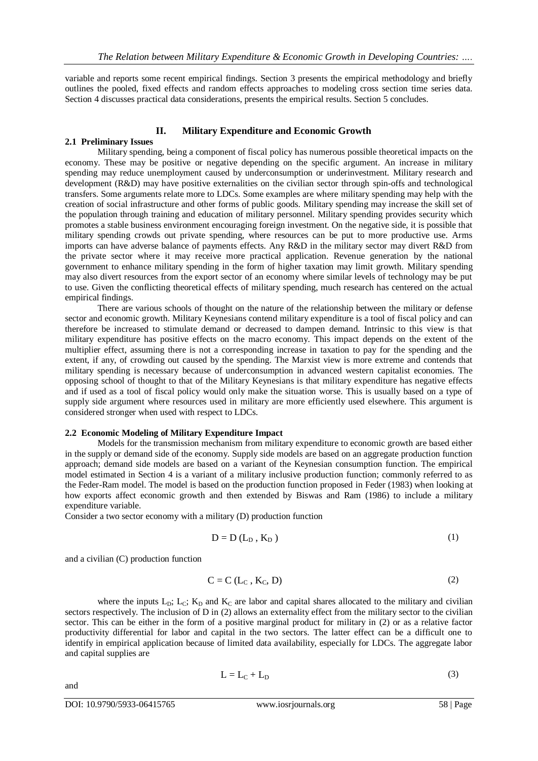variable and reports some recent empirical findings. Section 3 presents the empirical methodology and briefly outlines the pooled, fixed effects and random effects approaches to modeling cross section time series data. Section 4 discusses practical data considerations, presents the empirical results. Section 5 concludes.

## II. Military Expenditure and Economic Growth

### 2.1 Preliminary Issues

Military spending, being a component of fiscal policy has numerous possible theoretical impacts on the economy. These may be positive or negative depending on the specific argument. An increase in military spending may reduce unemployment caused by underconsumption or underinvestment. Military research and development (R&D) may have positive externalities on the civilian sector through spin-offs and technological transfers. Some arguments relate more to LDCs. Some examples are where military spending may help with the creation of social infrastructure and other forms of public goods. Military spending may increase the skill set of the population through training and education of military personnel. Military spending provides security which promotes a stable business environment encouraging foreign investment. On the negative side, it is possible that military spending crowds out private spending, where resources can be put to more productive use. Arms imports can have adverse balance of payments effects. Any R&D in the military sector may divert R&D from the private sector where it may receive more practical application. Revenue generation by the national government to enhance military spending in the form of higher taxation may limit growth. Military spending may also divert resources from the export sector of an economy where similar levels of technology may be put to use. Given the conflicting theoretical effects of military spending, much research has centered on the actual empirical findings.

There are various schools of thought on the nature of the relationship between the military or defense sector and economic growth. Military Keynesians contend military expenditure is a tool of fiscal policy and can therefore be increased to stimulate demand or decreased to dampen demand. Intrinsic to this view is that military expenditure has positive effects on the macro economy. This impact depends on the extent of the multiplier effect, assuming there is not a corresponding increase in taxation to pay for the spending and the extent, if any, of crowding out caused by the spending. The Marxist view is more extreme and contends that military spending is necessary because of underconsumption in advanced western capitalist economies. The opposing school of thought to that of the Military Keynesians is that military expenditure has negative effects and if used as a tool of fiscal policy would only make the situation worse. This is usually based on a type of supply side argument where resources used in military are more efficiently used elsewhere. This argument is considered stronger when used with respect to LDCs.

### 2.2 Economic Modeling of Military Expenditure Impact

Models for the transmission mechanism from military expenditure to economic growth are based either in the supply or demand side of the economy. Supply side models are based on an aggregate production function approach; demand side models are based on a variant of the Keynesian consumption function. The empirical model estimated in Section 4 is a variant of a military inclusive production function; commonly referred to as the Feder-Ram model. The model is based on the production function proposed in Feder (1983) when looking at how exports affect economic growth and then extended by Biswas and Ram (1986) to include a military expenditure variable.

Consider a two sector economy with a military (D) production function

$$D = D(L_D, K_D) \tag{1}$$

and a civilian (C) production function

$$C = C(L_C, K_C, D) \tag{2}$$

where the inputs $L_D$; $L_C$; $K_D$ and $K_C$ are labor and capital shares allocated to the military and civilian sectors respectively. The inclusion of D in (2) allows an externality effect from the military sector to the civilian sector. This can be either in the form of a positive marginal product for military in (2) or as a relative factor productivity differential for labor and capital in the two sectors. The latter effect can be a difficult one to identify in empirical application because of limited data availability, especially for LDCs. The aggregate labor and capital supplies are

$$L = L_C + L_D \tag{3}$$

and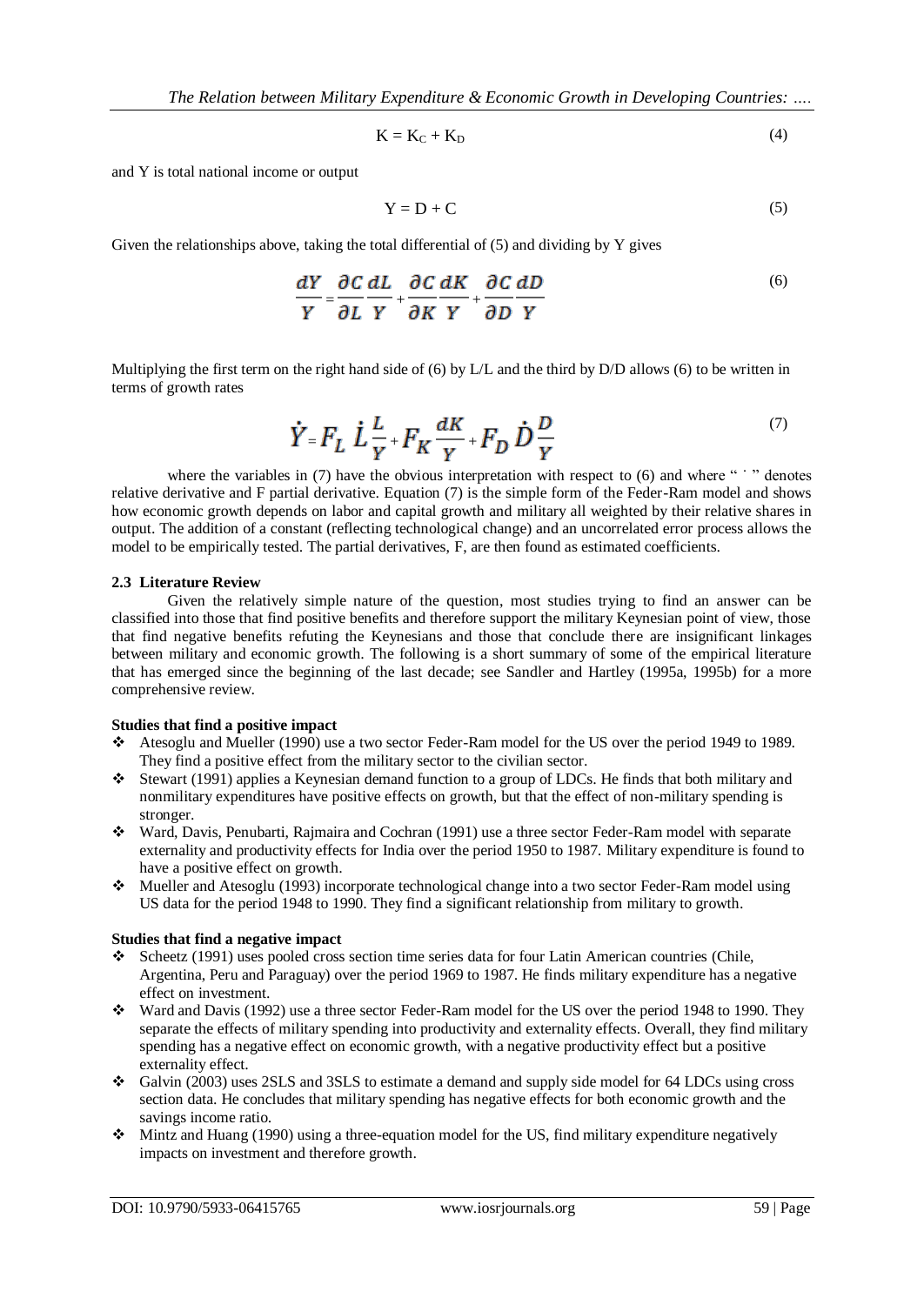$$K = K_C + K_D \tag{4}$$

and Y is total national income or output

$$Y = D + C \tag{5}$$

Given the relationships above, taking the total differential of (5) and dividing by Y gives

$$\frac{dY}{Y} = \frac{\partial C}{\partial L}\frac{dL}{Y} + \frac{\partial C}{\partial K}\frac{dK}{Y} + \frac{\partial C}{\partial D}\frac{dD}{Y} \tag{6}$$

Multiplying the first term on the right hand side of (6) by L/L and the third by D/D allows (6) to be written in terms of growth rates

$$\dot{Y} = F_L \dot{L}\frac{L}{Y} + F_K \frac{dK}{Y} + F_D \dot{D}\frac{D}{Y} \tag{7}$$

where the variables in (7) have the obvious interpretation with respect to (6) and where " ˙ " denotes relative derivative and F partial derivative. Equation (7) is the simple form of the Feder-Ram model and shows how economic growth depends on labor and capital growth and military all weighted by their relative shares in output. The addition of a constant (reflecting technological change) and an uncorrelated error process allows the model to be empirically tested. The partial derivatives, F, are then found as estimated coefficients.

### 2.3 Literature Review

Given the relatively simple nature of the question, most studies trying to find an answer can be classified into those that find positive benefits and therefore support the military Keynesian point of view, those that find negative benefits refuting the Keynesians and those that conclude there are insignificant linkages between military and economic growth. The following is a short summary of some of the empirical literature that has emerged since the beginning of the last decade; see Sandler and Hartley (1995a, 1995b) for a more comprehensive review.

**Studies that find a positive impact**

- Atesoglu and Mueller (1990) use a two sector Feder-Ram model for the US over the period 1949 to 1989. They find a positive effect from the military sector to the civilian sector.
- Stewart (1991) applies a Keynesian demand function to a group of LDCs. He finds that both military and nonmilitary expenditures have positive effects on growth, but that the effect of non-military spending is stronger.
- Ward, Davis, Penubarti, Rajmaira and Cochran (1991) use a three sector Feder-Ram model with separate externality and productivity effects for India over the period 1950 to 1987. Military expenditure is found to have a positive effect on growth.
- Mueller and Atesoglu (1993) incorporate technological change into a two sector Feder-Ram model using US data for the period 1948 to 1990. They find a significant relationship from military to growth.

**Studies that find a negative impact**

- Scheetz (1991) uses pooled cross section time series data for four Latin American countries (Chile, Argentina, Peru and Paraguay) over the period 1969 to 1987. He finds military expenditure has a negative effect on investment.
- Ward and Davis (1992) use a three sector Feder-Ram model for the US over the period 1948 to 1990. They separate the effects of military spending into productivity and externality effects. Overall, they find military spending has a negative effect on economic growth, with a negative productivity effect but a positive externality effect.
- Galvin (2003) uses 2SLS and 3SLS to estimate a demand and supply side model for 64 LDCs using cross section data. He concludes that military spending has negative effects for both economic growth and the savings income ratio.
- Mintz and Huang (1990) using a three-equation model for the US, find military expenditure negatively impacts on investment and therefore growth.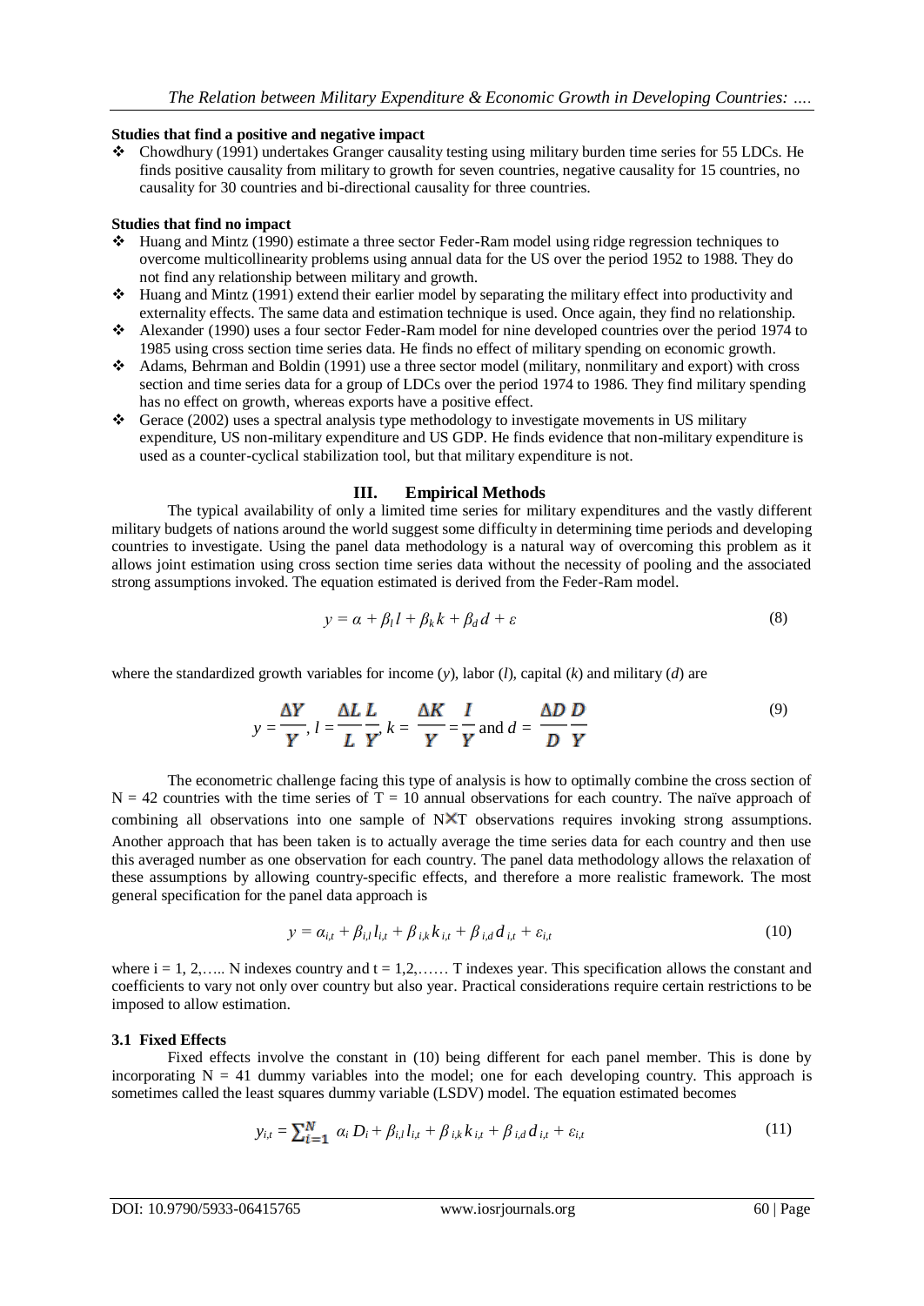**Studies that find a positive and negative impact**

- Chowdhury (1991) undertakes Granger causality testing using military burden time series for 55 LDCs. He finds positive causality from military to growth for seven countries, negative causality for 15 countries, no causality for 30 countries and bi-directional causality for three countries.

**Studies that find no impact**

- Huang and Mintz (1990) estimate a three sector Feder-Ram model using ridge regression techniques to overcome multicollinearity problems using annual data for the US over the period 1952 to 1988. They do not find any relationship between military and growth.
- Huang and Mintz (1991) extend their earlier model by separating the military effect into productivity and externality effects. The same data and estimation technique is used. Once again, they find no relationship.
- Alexander (1990) uses a four sector Feder-Ram model for nine developed countries over the period 1974 to 1985 using cross section time series data. He finds no effect of military spending on economic growth.
- Adams, Behrman and Boldin (1991) use a three sector model (military, nonmilitary and export) with cross section and time series data for a group of LDCs over the period 1974 to 1986. They find military spending has no effect on growth, whereas exports have a positive effect.
- Gerace (2002) uses a spectral analysis type methodology to investigate movements in US military expenditure, US non-military expenditure and US GDP. He finds evidence that non-military expenditure is used as a counter-cyclical stabilization tool, but that military expenditure is not.

## III. Empirical Methods

The typical availability of only a limited time series for military expenditures and the vastly different military budgets of nations around the world suggest some difficulty in determining time periods and developing countries to investigate. Using the panel data methodology is a natural way of overcoming this problem as it allows joint estimation using cross section time series data without the necessity of pooling and the associated strong assumptions invoked. The equation estimated is derived from the Feder-Ram model.

$$y = \alpha + \beta_l l + \beta_k k + \beta_d d + \varepsilon \tag{8}$$

where the standardized growth variables for income ($y$), labor ($l$), capital ($k$) and military ($d$) are

$$y = \frac{\Delta Y}{Y},\ l = \frac{\Delta L}{L}\frac{L}{Y},\ k = \frac{\Delta K}{Y} = \frac{I}{Y} \text{ and } d = \frac{\Delta D}{D}\frac{D}{Y} \tag{9}$$

The econometric challenge facing this type of analysis is how to optimally combine the cross section of $N = 42$ countries with the time series of $T = 10$ annual observations for each country. The naïve approach of combining all observations into one sample of $N \times T$ observations requires invoking strong assumptions. Another approach that has been taken is to actually average the time series data for each country and then use this averaged number as one observation for each country. The panel data methodology allows the relaxation of these assumptions by allowing country-specific effects, and therefore a more realistic framework. The most general specification for the panel data approach is

$$y = \alpha_{i,t} + \beta_{i,l} l_{i,t} + \beta_{i,k} k_{i,t} + \beta_{i,d} d_{i,t} + \varepsilon_{i,t} \tag{10}$$

where $i = 1, 2, \ldots.. N$ indexes country and $t = 1, 2, \ldots\ldots T$ indexes year. This specification allows the constant and coefficients to vary not only over country but also year. Practical considerations require certain restrictions to be imposed to allow estimation.

### 3.1 Fixed Effects

Fixed effects involve the constant in (10) being different for each panel member. This is done by incorporating $N = 41$ dummy variables into the model; one for each developing country. This approach is sometimes called the least squares dummy variable (LSDV) model. The equation estimated becomes

$$y_{i,t} = \sum_{i=1}^{N} \alpha_i D_i + \beta_{i,l} l_{i,t} + \beta_{i,k} k_{i,t} + \beta_{i,d} d_{i,t} + \varepsilon_{i,t} \tag{11}$$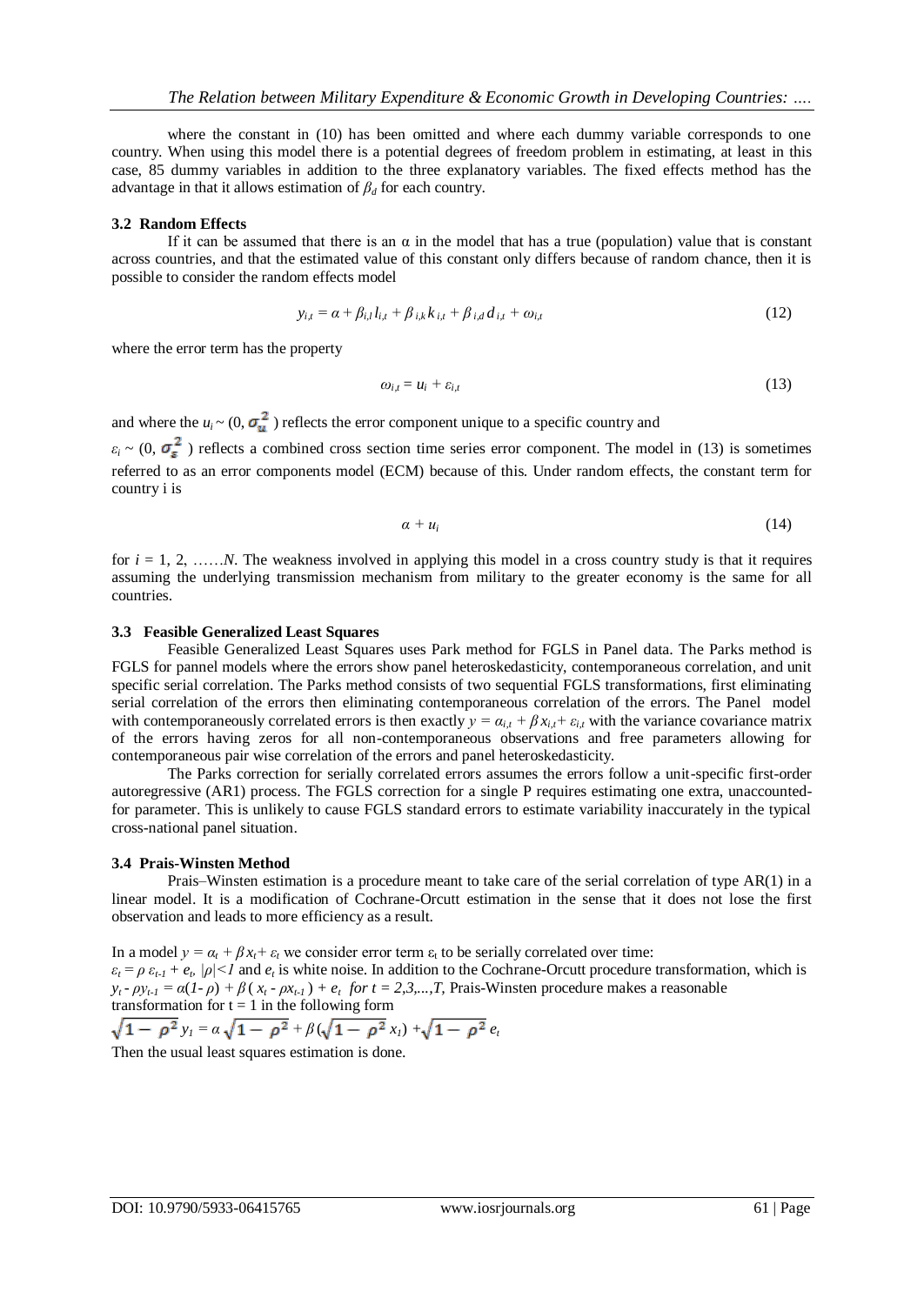where the constant in (10) has been omitted and where each dummy variable corresponds to one country. When using this model there is a potential degrees of freedom problem in estimating, at least in this case, 85 dummy variables in addition to the three explanatory variables. The fixed effects method has the advantage in that it allows estimation of $\beta_d$ for each country.

### 3.2 Random Effects

If it can be assumed that there is an α in the model that has a true (population) value that is constant across countries, and that the estimated value of this constant only differs because of random chance, then it is possible to consider the random effects model

$$y_{i,t} = \alpha + \beta_{i,l} l_{i,t} + \beta_{i,k} k_{i,t} + \beta_{i,d} d_{i,t} + \omega_{i,t} \tag{12}$$

where the error term has the property

$$\omega_{i,t} = u_i + \varepsilon_{i,t} \tag{13}$$

and where the $u_i \sim (0, \sigma_u^2)$ reflects the error component unique to a specific country and

$\varepsilon_i \sim (0, \sigma_\varepsilon^2)$ reflects a combined cross section time series error component. The model in (13) is sometimes referred to as an error components model (ECM) because of this. Under random effects, the constant term for country i is

$$\alpha + u_i \tag{14}$$

for $i = 1, 2, \ldots\ldots N$. The weakness involved in applying this model in a cross country study is that it requires assuming the underlying transmission mechanism from military to the greater economy is the same for all countries.

### 3.3 Feasible Generalized Least Squares

Feasible Generalized Least Squares uses Park method for FGLS in Panel data. The Parks method is FGLS for pannel models where the errors show panel heteroskedasticity, contemporaneous correlation, and unit specific serial correlation. The Parks method consists of two sequential FGLS transformations, first eliminating serial correlation of the errors then eliminating contemporaneous correlation of the errors. The Panel model with contemporaneously correlated errors is then exactly $y = \alpha_{i,t} + \beta x_{i,t} + \varepsilon_{i,t}$ with the variance covariance matrix of the errors having zeros for all non-contemporaneous observations and free parameters allowing for contemporaneous pair wise correlation of the errors and panel heteroskedasticity.

The Parks correction for serially correlated errors assumes the errors follow a unit-specific first-order autoregressive (AR1) process. The FGLS correction for a single P requires estimating one extra, unaccounted-for parameter. This is unlikely to cause FGLS standard errors to estimate variability inaccurately in the typical cross-national panel situation.

### 3.4 Prais-Winsten Method

Prais–Winsten estimation is a procedure meant to take care of the serial correlation of type AR(1) in a linear model. It is a modification of Cochrane-Orcutt estimation in the sense that it does not lose the first observation and leads to more efficiency as a result.

In a model $y = \alpha_t + \beta x_t + \varepsilon_t$ we consider error term $\varepsilon_t$ to be serially correlated over time:
$\varepsilon_t = \rho\, \varepsilon_{t-1} + e_t$, $|\rho|<1$ and $e_t$ is white noise. In addition to the Cochrane-Orcutt procedure transformation, which is $y_t - \rho y_{t-1} = \alpha(1-\rho) + \beta(x_t - \rho x_{t-1}) + e_t$ for $t = 2,3,\ldots,T$, Prais-Winsten procedure makes a reasonable transformation for $t = 1$ in the following form

$$\sqrt{1-\rho^2}\, y_1 = \alpha\sqrt{1-\rho^2} + \beta(\sqrt{1-\rho^2}\, x_1) + \sqrt{1-\rho^2}\, e_t$$

Then the usual least squares estimation is done.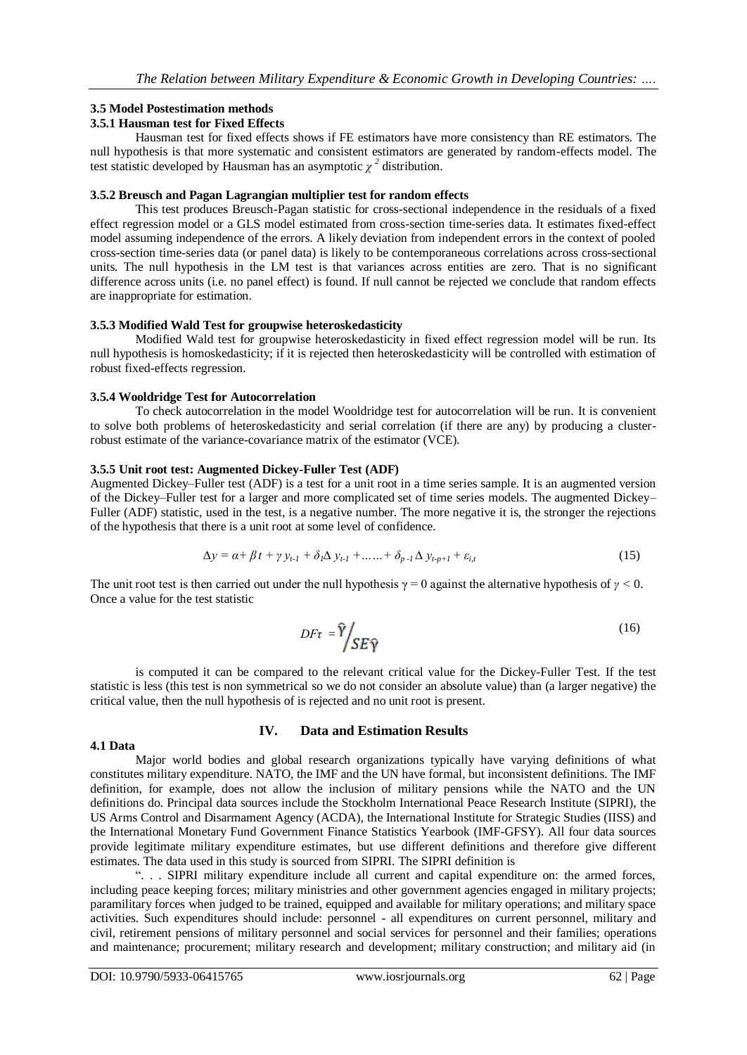### 3.5 Model Postestimation methods

#### 3.5.1 Hausman test for Fixed Effects

Hausman test for fixed effects shows if FE estimators have more consistency than RE estimators. The null hypothesis is that more systematic and consistent estimators are generated by random-effects model. The test statistic developed by Hausman has an asymptotic $\chi^2$ distribution.

#### 3.5.2 Breusch and Pagan Lagrangian multiplier test for random effects

This test produces Breusch-Pagan statistic for cross-sectional independence in the residuals of a fixed effect regression model or a GLS model estimated from cross-section time-series data. It estimates fixed-effect model assuming independence of the errors. A likely deviation from independent errors in the context of pooled cross-section time-series data (or panel data) is likely to be contemporaneous correlations across cross-sectional units. The null hypothesis in the LM test is that variances across entities are zero. That is no significant difference across units (i.e. no panel effect) is found. If null cannot be rejected we conclude that random effects are inappropriate for estimation.

#### 3.5.3 Modified Wald Test for groupwise heteroskedasticity

Modified Wald test for groupwise heteroskedasticity in fixed effect regression model will be run. Its null hypothesis is homoskedasticity; if it is rejected then heteroskedasticity will be controlled with estimation of robust fixed-effects regression.

#### 3.5.4 Wooldridge Test for Autocorrelation

To check autocorrelation in the model Wooldridge test for autocorrelation will be run. It is convenient to solve both problems of heteroskedasticity and serial correlation (if there are any) by producing a cluster-robust estimate of the variance-covariance matrix of the estimator (VCE).

#### 3.5.5 Unit root test: Augmented Dickey-Fuller Test (ADF)

Augmented Dickey–Fuller test (ADF) is a test for a unit root in a time series sample. It is an augmented version of the Dickey–Fuller test for a larger and more complicated set of time series models. The augmented Dickey–Fuller (ADF) statistic, used in the test, is a negative number. The more negative it is, the stronger the rejections of the hypothesis that there is a unit root at some level of confidence.

$$\Delta y = \alpha + \beta t + \gamma y_{t-1} + \delta_1 \Delta y_{t-1} + \ldots\ldots + \delta_{p-1} \Delta y_{t-p+1} + \varepsilon_{i,t} \quad (15)$$

The unit root test is then carried out under the null hypothesis $\gamma = 0$ against the alternative hypothesis of $\gamma < 0$. Once a value for the test statistic

$$DF\tau = \hat{\gamma} / SE\hat{\gamma} \quad (16)$$

is computed it can be compared to the relevant critical value for the Dickey-Fuller Test. If the test statistic is less (this test is non symmetrical so we do not consider an absolute value) than (a larger negative) the critical value, then the null hypothesis of is rejected and no unit root is present.

## IV. Data and Estimation Results

### 4.1 Data

Major world bodies and global research organizations typically have varying definitions of what constitutes military expenditure. NATO, the IMF and the UN have formal, but inconsistent definitions. The IMF definition, for example, does not allow the inclusion of military pensions while the NATO and the UN definitions do. Principal data sources include the Stockholm International Peace Research Institute (SIPRI), the US Arms Control and Disarmament Agency (ACDA), the International Institute for Strategic Studies (IISS) and the International Monetary Fund Government Finance Statistics Yearbook (IMF-GFSY). All four data sources provide legitimate military expenditure estimates, but use different definitions and therefore give different estimates. The data used in this study is sourced from SIPRI. The SIPRI definition is

". . . SIPRI military expenditure include all current and capital expenditure on: the armed forces, including peace keeping forces; military ministries and other government agencies engaged in military projects; paramilitary forces when judged to be trained, equipped and available for military operations; and military space activities. Such expenditures should include: personnel - all expenditures on current personnel, military and civil, retirement pensions of military personnel and social services for personnel and their families; operations and maintenance; procurement; military research and development; military construction; and military aid (in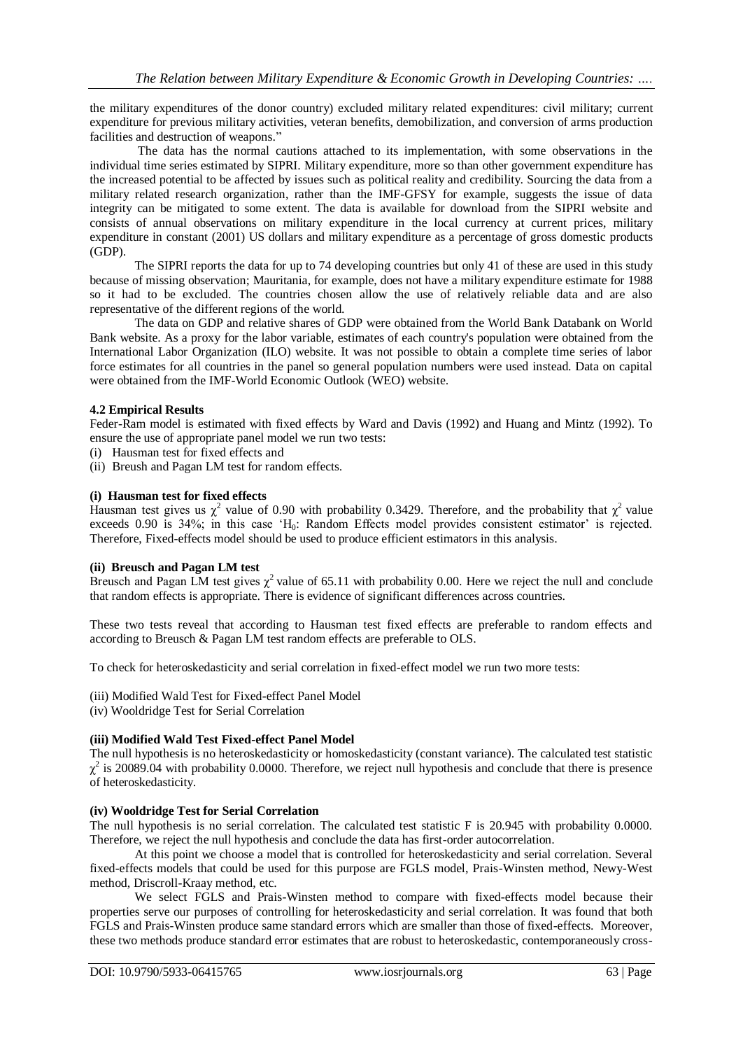the military expenditures of the donor country) excluded military related expenditures: civil military; current expenditure for previous military activities, veteran benefits, demobilization, and conversion of arms production facilities and destruction of weapons."

The data has the normal cautions attached to its implementation, with some observations in the individual time series estimated by SIPRI. Military expenditure, more so than other government expenditure has the increased potential to be affected by issues such as political reality and credibility. Sourcing the data from a military related research organization, rather than the IMF-GFSY for example, suggests the issue of data integrity can be mitigated to some extent. The data is available for download from the SIPRI website and consists of annual observations on military expenditure in the local currency at current prices, military expenditure in constant (2001) US dollars and military expenditure as a percentage of gross domestic products (GDP).

The SIPRI reports the data for up to 74 developing countries but only 41 of these are used in this study because of missing observation; Mauritania, for example, does not have a military expenditure estimate for 1988 so it had to be excluded. The countries chosen allow the use of relatively reliable data and are also representative of the different regions of the world.

The data on GDP and relative shares of GDP were obtained from the World Bank Databank on World Bank website. As a proxy for the labor variable, estimates of each country's population were obtained from the International Labor Organization (ILO) website. It was not possible to obtain a complete time series of labor force estimates for all countries in the panel so general population numbers were used instead. Data on capital were obtained from the IMF-World Economic Outlook (WEO) website.

### 4.2 Empirical Results

Feder-Ram model is estimated with fixed effects by Ward and Davis (1992) and Huang and Mintz (1992). To ensure the use of appropriate panel model we run two tests:

(i) Hausman test for fixed effects and
(ii) Breush and Pagan LM test for random effects.

#### (i) Hausman test for fixed effects

Hausman test gives us $\chi^2$ value of 0.90 with probability 0.3429. Therefore, and the probability that $\chi^2$ value exceeds 0.90 is 34%; in this case '$H_0$: Random Effects model provides consistent estimator' is rejected. Therefore, Fixed-effects model should be used to produce efficient estimators in this analysis.

#### (ii) Breusch and Pagan LM test

Breusch and Pagan LM test gives $\chi^2$ value of 65.11 with probability 0.00. Here we reject the null and conclude that random effects is appropriate. There is evidence of significant differences across countries.

These two tests reveal that according to Hausman test fixed effects are preferable to random effects and according to Breusch & Pagan LM test random effects are preferable to OLS.

To check for heteroskedasticity and serial correlation in fixed-effect model we run two more tests:

(iii) Modified Wald Test for Fixed-effect Panel Model
(iv) Wooldridge Test for Serial Correlation

#### (iii) Modified Wald Test Fixed-effect Panel Model

The null hypothesis is no heteroskedasticity or homoskedasticity (constant variance). The calculated test statistic $\chi^2$ is 20089.04 with probability 0.0000. Therefore, we reject null hypothesis and conclude that there is presence of heteroskedasticity.

#### (iv) Wooldridge Test for Serial Correlation

The null hypothesis is no serial correlation. The calculated test statistic F is 20.945 with probability 0.0000. Therefore, we reject the null hypothesis and conclude the data has first-order autocorrelation.

At this point we choose a model that is controlled for heteroskedasticity and serial correlation. Several fixed-effects models that could be used for this purpose are FGLS model, Prais-Winsten method, Newy-West method, Driscroll-Kraay method, etc.

We select FGLS and Prais-Winsten method to compare with fixed-effects model because their properties serve our purposes of controlling for heteroskedasticity and serial correlation. It was found that both FGLS and Prais-Winsten produce same standard errors which are smaller than those of fixed-effects. Moreover, these two methods produce standard error estimates that are robust to heteroskedastic, contemporaneously cross-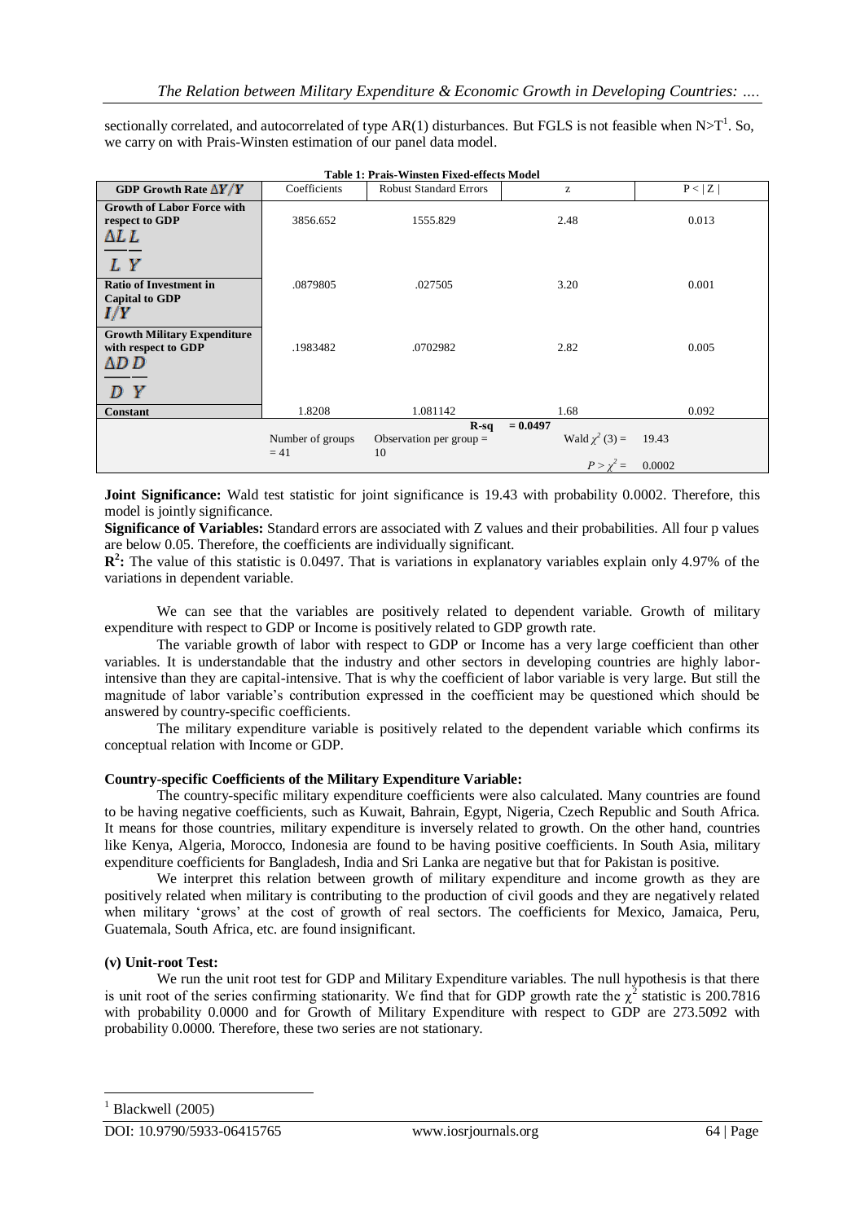sectionally correlated, and autocorrelated of type AR(1) disturbances. But FGLS is not feasible when N>T[1]. So, we carry on with Prais-Winsten estimation of our panel data model.

**Table 1: Prais-Winsten Fixed-effects Model**

| GDP Growth Rate $\Delta Y/Y$ | Coefficients | Robust Standard Errors | z | P < \| Z \| |
|---|---|---|---|---|
| **Growth of Labor Force with respect to GDP** $\frac{\Delta L}{L}\frac{L}{Y}$ | 3856.652 | 1555.829 | 2.48 | 0.013 |
| **Ratio of Investment in Capital to GDP** $I/Y$ | .0879805 | .027505 | 3.20 | 0.001 |
| **Growth Military Expenditure with respect to GDP** $\frac{\Delta D}{D}\frac{D}{Y}$ | .1983482 | .0702982 | 2.82 | 0.005 |
| **Constant** | 1.8208 | 1.081142 | 1.68 | 0.092 |
| | Number of groups = 41 | **R-sq** = 0.0497; Observation per group = 10 | Wald $\chi^2$ (3) = 19.43 | $P > \chi^2$ = 0.0002 |

**Joint Significance:** Wald test statistic for joint significance is 19.43 with probability 0.0002. Therefore, this model is jointly significance.

**Significance of Variables:** Standard errors are associated with Z values and their probabilities. All four p values are below 0.05. Therefore, the coefficients are individually significant.

**$R^2$:** The value of this statistic is 0.0497. That is variations in explanatory variables explain only 4.97% of the variations in dependent variable.

We can see that the variables are positively related to dependent variable. Growth of military expenditure with respect to GDP or Income is positively related to GDP growth rate.

The variable growth of labor with respect to GDP or Income has a very large coefficient than other variables. It is understandable that the industry and other sectors in developing countries are highly labor-intensive than they are capital-intensive. That is why the coefficient of labor variable is very large. But still the magnitude of labor variable's contribution expressed in the coefficient may be questioned which should be answered by country-specific coefficients.

The military expenditure variable is positively related to the dependent variable which confirms its conceptual relation with Income or GDP.

**Country-specific Coefficients of the Military Expenditure Variable:**

The country-specific military expenditure coefficients were also calculated. Many countries are found to be having negative coefficients, such as Kuwait, Bahrain, Egypt, Nigeria, Czech Republic and South Africa. It means for those countries, military expenditure is inversely related to growth. On the other hand, countries like Kenya, Algeria, Morocco, Indonesia are found to be having positive coefficients. In South Asia, military expenditure coefficients for Bangladesh, India and Sri Lanka are negative but that for Pakistan is positive.

We interpret this relation between growth of military expenditure and income growth as they are positively related when military is contributing to the production of civil goods and they are negatively related when military 'grows' at the cost of growth of real sectors. The coefficients for Mexico, Jamaica, Peru, Guatemala, South Africa, etc. are found insignificant.

**(v) Unit-root Test:**

We run the unit root test for GDP and Military Expenditure variables. The null hypothesis is that there is unit root of the series confirming stationarity. We find that for GDP growth rate the $\chi^2$ statistic is 200.7816 with probability 0.0000 and for Growth of Military Expenditure with respect to GDP are 273.5092 with probability 0.0000. Therefore, these two series are not stationary.

[1] Blackwell (2005)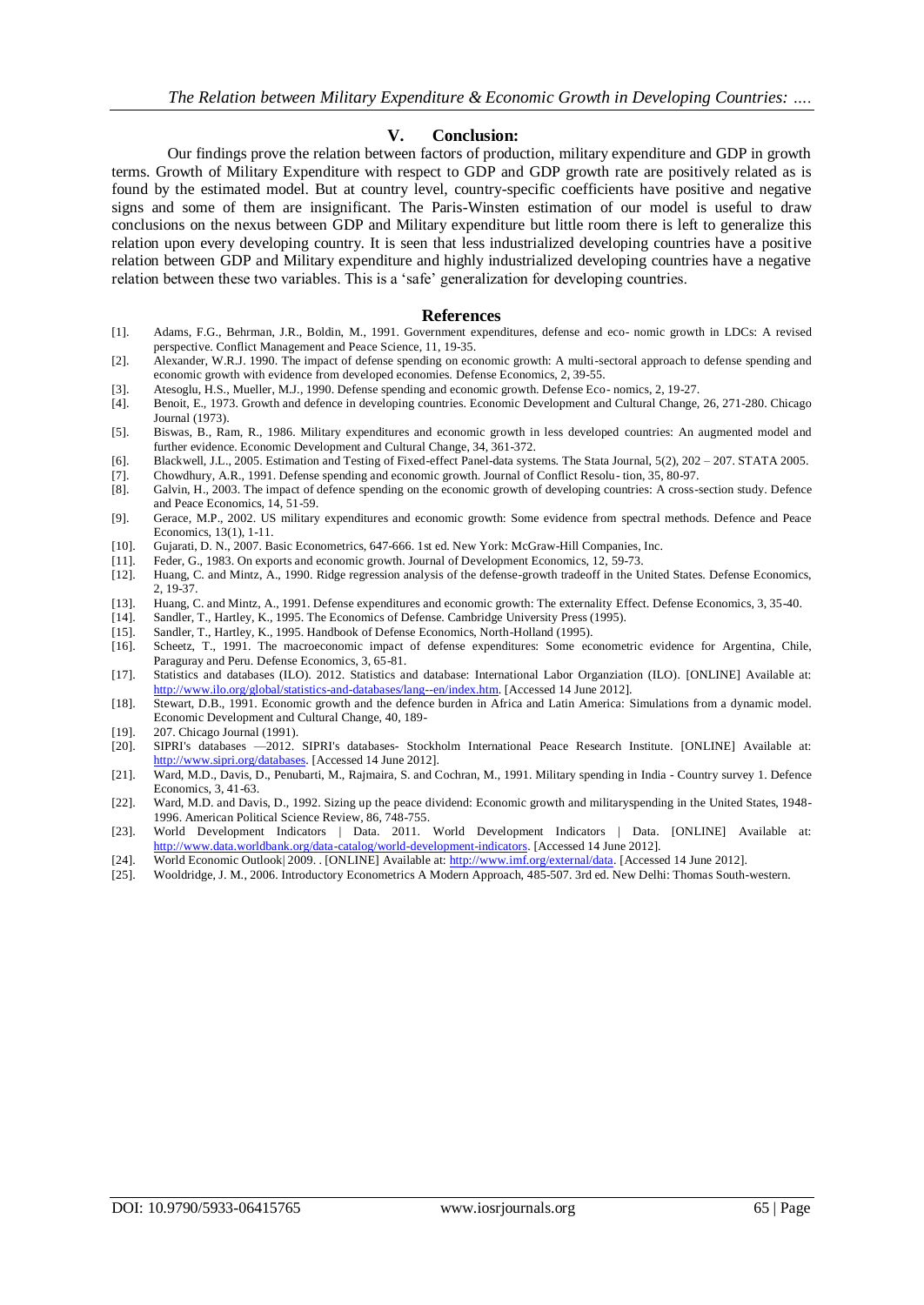## V. Conclusion:

Our findings prove the relation between factors of production, military expenditure and GDP in growth terms. Growth of Military Expenditure with respect to GDP and GDP growth rate are positively related as is found by the estimated model. But at country level, country-specific coefficients have positive and negative signs and some of them are insignificant. The Paris-Winsten estimation of our model is useful to draw conclusions on the nexus between GDP and Military expenditure but little room there is left to generalize this relation upon every developing country. It is seen that less industrialized developing countries have a positive relation between GDP and Military expenditure and highly industrialized developing countries have a negative relation between these two variables. This is a 'safe' generalization for developing countries.

## References

[1]. Adams, F.G., Behrman, J.R., Boldin, M., 1991. Government expenditures, defense and eco- nomic growth in LDCs: A revised perspective. Conflict Management and Peace Science, 11, 19-35.

[2]. Alexander, W.R.J. 1990. The impact of defense spending on economic growth: A multi-sectoral approach to defense spending and economic growth with evidence from developed economies. Defense Economics, 2, 39-55.

[3]. Atesoglu, H.S., Mueller, M.J., 1990. Defense spending and economic growth. Defense Eco- nomics, 2, 19-27.

[4]. Benoit, E., 1973. Growth and defence in developing countries. Economic Development and Cultural Change, 26, 271-280. Chicago Journal (1973).

[5]. Biswas, B., Ram, R., 1986. Military expenditures and economic growth in less developed countries: An augmented model and further evidence. Economic Development and Cultural Change, 34, 361-372.

[6]. Blackwell, J.L., 2005. Estimation and Testing of Fixed-effect Panel-data systems. The Stata Journal, 5(2), 202 – 207. STATA 2005.

[7]. Chowdhury, A.R., 1991. Defense spending and economic growth. Journal of Conflict Resolu- tion, 35, 80-97.

[8]. Galvin, H., 2003. The impact of defence spending on the economic growth of developing countries: A cross-section study. Defence and Peace Economics, 14, 51-59.

[9]. Gerace, M.P., 2002. US military expenditures and economic growth: Some evidence from spectral methods. Defence and Peace Economics, 13(1), 1-11.

[10]. Gujarati, D. N., 2007. Basic Econometrics, 647-666. 1st ed. New York: McGraw-Hill Companies, Inc.

[11]. Feder, G., 1983. On exports and economic growth. Journal of Development Economics, 12, 59-73.

[12]. Huang, C. and Mintz, A., 1990. Ridge regression analysis of the defense-growth tradeoff in the United States. Defense Economics, 2, 19-37.

[13]. Huang, C. and Mintz, A., 1991. Defense expenditures and economic growth: The externality Effect. Defense Economics, 3, 35-40.

[14]. Sandler, T., Hartley, K., 1995. The Economics of Defense. Cambridge University Press (1995).

[15]. Sandler, T., Hartley, K., 1995. Handbook of Defense Economics, North-Holland (1995).

[16]. Scheetz, T., 1991. The macroeconomic impact of defense expenditures: Some econometric evidence for Argentina, Chile, Paraguay and Peru. Defense Economics, 3, 65-81.

[17]. Statistics and databases (ILO). 2012. Statistics and database: International Labor Organziation (ILO). [ONLINE] Available at: http://www.ilo.org/global/statistics-and-databases/lang--en/index.htm. [Accessed 14 June 2012].

[18]. Stewart, D.B., 1991. Economic growth and the defence burden in Africa and Latin America: Simulations from a dynamic model. Economic Development and Cultural Change, 40, 189-

[19]. 207. Chicago Journal (1991).

[20]. SIPRI's databases —2012. SIPRI's databases- Stockholm International Peace Research Institute. [ONLINE] Available at: http://www.sipri.org/databases. [Accessed 14 June 2012].

[21]. Ward, M.D., Davis, D., Penubarti, M., Rajmaira, S. and Cochran, M., 1991. Military spending in India - Country survey 1. Defence Economics, 3, 41-63.

[22]. Ward, M.D. and Davis, D., 1992. Sizing up the peace dividend: Economic growth and militaryspending in the United States, 1948-1996. American Political Science Review, 86, 748-755.

[23]. World Development Indicators | Data. 2011. World Development Indicators | Data. [ONLINE] Available at: http://www.data.worldbank.org/data-catalog/world-development-indicators. [Accessed 14 June 2012].

[24]. World Economic Outlook| 2009. . [ONLINE] Available at: http://www.imf.org/external/data. [Accessed 14 June 2012].

[25]. Wooldridge, J. M., 2006. Introductory Econometrics A Modern Approach, 485-507. 3rd ed. New Delhi: Thomas South-western.